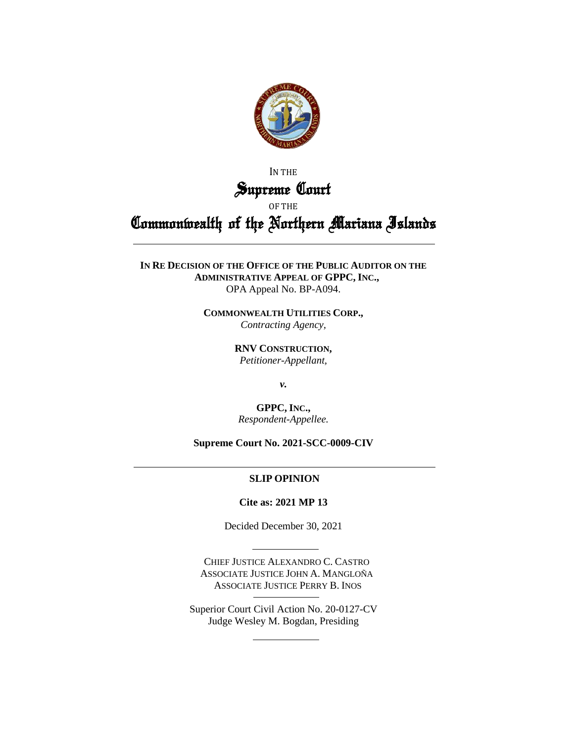IN THE

# Supreme Court

OF THE

# Commonwealth of the Northern Mariana Islands

---

**IN RE DECISION OF THE OFFICE OF THE PUBLIC AUDITOR ON THE ADMINISTRATIVE APPEAL OF GPPC, INC.,**
OPA Appeal No. BP-A094.

**COMMONWEALTH UTILITIES CORP.,**
*Contracting Agency,*

**RNV CONSTRUCTION,**
*Petitioner-Appellant,*

***v.***

**GPPC, INC.,**
*Respondent-Appellee.*

**Supreme Court No. 2021-SCC-0009-CIV**

---

**SLIP OPINION**

**Cite as: 2021 MP 13**

Decided December 30, 2021

---

CHIEF JUSTICE ALEXANDRO C. CASTRO
ASSOCIATE JUSTICE JOHN A. MANGLOÑA
ASSOCIATE JUSTICE PERRY B. INOS

---

Superior Court Civil Action No. 20-0127-CV
Judge Wesley M. Bogdan, Presiding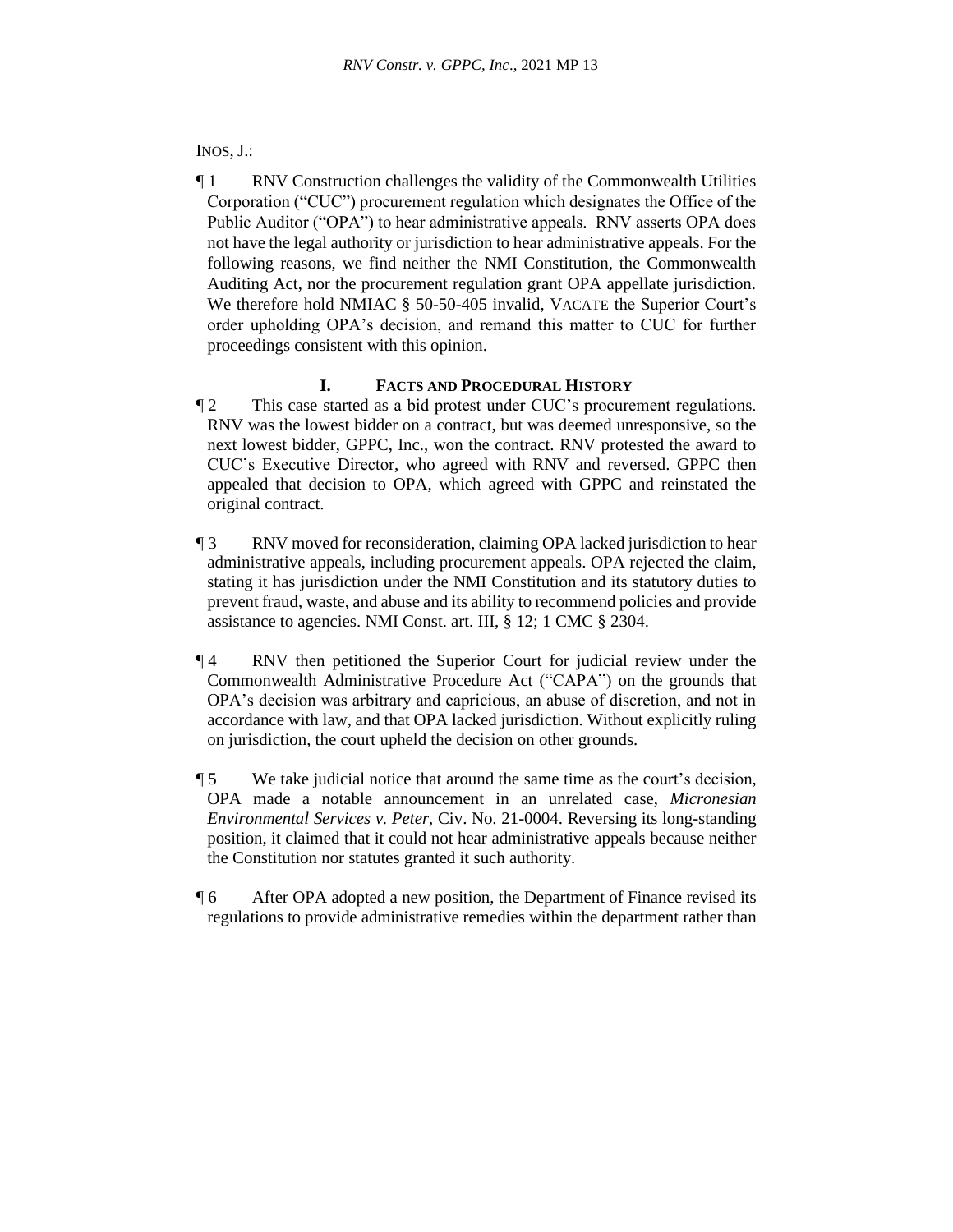INOS, J.:

¶ 1 RNV Construction challenges the validity of the Commonwealth Utilities Corporation ("CUC") procurement regulation which designates the Office of the Public Auditor ("OPA") to hear administrative appeals. RNV asserts OPA does not have the legal authority or jurisdiction to hear administrative appeals. For the following reasons, we find neither the NMI Constitution, the Commonwealth Auditing Act, nor the procurement regulation grant OPA appellate jurisdiction. We therefore hold NMIAC § 50-50-405 invalid, VACATE the Superior Court's order upholding OPA's decision, and remand this matter to CUC for further proceedings consistent with this opinion.

## I. FACTS AND PROCEDURAL HISTORY

¶ 2 This case started as a bid protest under CUC's procurement regulations. RNV was the lowest bidder on a contract, but was deemed unresponsive, so the next lowest bidder, GPPC, Inc., won the contract. RNV protested the award to CUC's Executive Director, who agreed with RNV and reversed. GPPC then appealed that decision to OPA, which agreed with GPPC and reinstated the original contract.

¶ 3 RNV moved for reconsideration, claiming OPA lacked jurisdiction to hear administrative appeals, including procurement appeals. OPA rejected the claim, stating it has jurisdiction under the NMI Constitution and its statutory duties to prevent fraud, waste, and abuse and its ability to recommend policies and provide assistance to agencies. NMI Const. art. III, § 12; 1 CMC § 2304.

¶ 4 RNV then petitioned the Superior Court for judicial review under the Commonwealth Administrative Procedure Act ("CAPA") on the grounds that OPA's decision was arbitrary and capricious, an abuse of discretion, and not in accordance with law, and that OPA lacked jurisdiction. Without explicitly ruling on jurisdiction, the court upheld the decision on other grounds.

¶ 5 We take judicial notice that around the same time as the court's decision, OPA made a notable announcement in an unrelated case, *Micronesian Environmental Services v. Peter*, Civ. No. 21-0004. Reversing its long-standing position, it claimed that it could not hear administrative appeals because neither the Constitution nor statutes granted it such authority.

¶ 6 After OPA adopted a new position, the Department of Finance revised its regulations to provide administrative remedies within the department rather than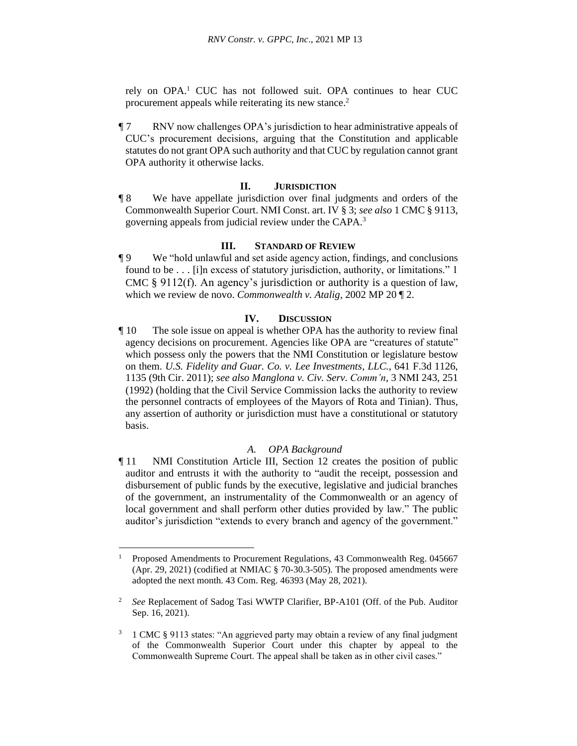rely on OPA.[1] CUC has not followed suit. OPA continues to hear CUC procurement appeals while reiterating its new stance.[2]

¶ 7 RNV now challenges OPA's jurisdiction to hear administrative appeals of CUC's procurement decisions, arguing that the Constitution and applicable statutes do not grant OPA such authority and that CUC by regulation cannot grant OPA authority it otherwise lacks.

## II. JURISDICTION

¶ 8 We have appellate jurisdiction over final judgments and orders of the Commonwealth Superior Court. NMI Const. art. IV § 3; *see also* 1 CMC § 9113, governing appeals from judicial review under the CAPA.[3]

## III. STANDARD OF REVIEW

¶ 9 We "hold unlawful and set aside agency action, findings, and conclusions found to be . . . [i]n excess of statutory jurisdiction, authority, or limitations." 1 CMC § 9112(f). An agency's jurisdiction or authority is a question of law, which we review de novo. *Commonwealth v. Atalig*, 2002 MP 20 ¶ 2.

## IV. DISCUSSION

¶ 10 The sole issue on appeal is whether OPA has the authority to review final agency decisions on procurement. Agencies like OPA are "creatures of statute" which possess only the powers that the NMI Constitution or legislature bestow on them. *U.S. Fidelity and Guar. Co. v. Lee Investments, LLC.*, 641 F.3d 1126, 1135 (9th Cir. 2011); *see also Manglona v. Civ. Serv. Comm'n*, 3 NMI 243, 251 (1992) (holding that the Civil Service Commission lacks the authority to review the personnel contracts of employees of the Mayors of Rota and Tinian). Thus, any assertion of authority or jurisdiction must have a constitutional or statutory basis.

### *A. OPA Background*

¶ 11 NMI Constitution Article III, Section 12 creates the position of public auditor and entrusts it with the authority to "audit the receipt, possession and disbursement of public funds by the executive, legislative and judicial branches of the government, an instrumentality of the Commonwealth or an agency of local government and shall perform other duties provided by law." The public auditor's jurisdiction "extends to every branch and agency of the government."

---

[1] Proposed Amendments to Procurement Regulations, 43 Commonwealth Reg. 045667 (Apr. 29, 2021) (codified at NMIAC § 70-30.3-505). The proposed amendments were adopted the next month. 43 Com. Reg. 46393 (May 28, 2021).

[2] *See* Replacement of Sadog Tasi WWTP Clarifier, BP-A101 (Off. of the Pub. Auditor Sep. 16, 2021).

[3] 1 CMC § 9113 states: "An aggrieved party may obtain a review of any final judgment of the Commonwealth Superior Court under this chapter by appeal to the Commonwealth Supreme Court. The appeal shall be taken as in other civil cases."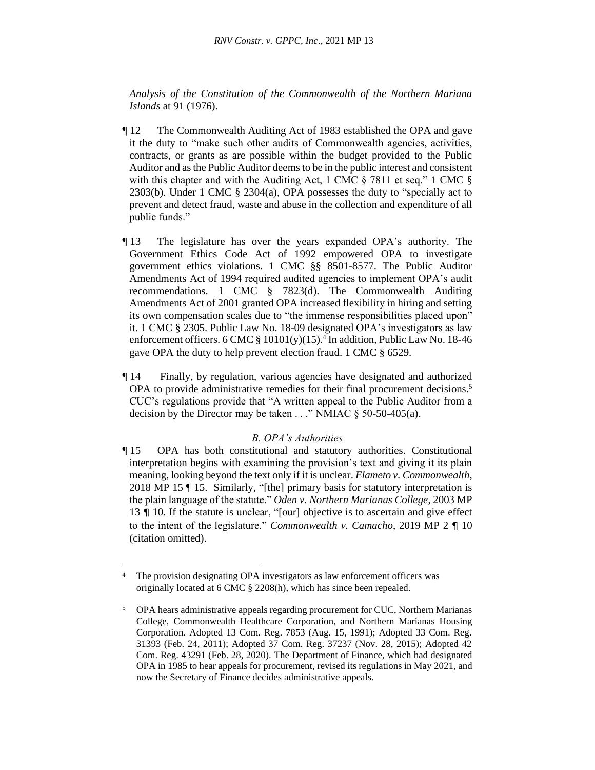*Analysis of the Constitution of the Commonwealth of the Northern Mariana Islands* at 91 (1976).

¶ 12 The Commonwealth Auditing Act of 1983 established the OPA and gave it the duty to "make such other audits of Commonwealth agencies, activities, contracts, or grants as are possible within the budget provided to the Public Auditor and as the Public Auditor deems to be in the public interest and consistent with this chapter and with the Auditing Act, 1 CMC § 7811 et seq." 1 CMC § 2303(b). Under 1 CMC § 2304(a), OPA possesses the duty to "specially act to prevent and detect fraud, waste and abuse in the collection and expenditure of all public funds."

¶ 13 The legislature has over the years expanded OPA's authority. The Government Ethics Code Act of 1992 empowered OPA to investigate government ethics violations. 1 CMC §§ 8501-8577. The Public Auditor Amendments Act of 1994 required audited agencies to implement OPA's audit recommendations. 1 CMC § 7823(d). The Commonwealth Auditing Amendments Act of 2001 granted OPA increased flexibility in hiring and setting its own compensation scales due to "the immense responsibilities placed upon" it. 1 CMC § 2305. Public Law No. 18-09 designated OPA's investigators as law enforcement officers. 6 CMC § 10101(y)(15).[4] In addition, Public Law No. 18-46 gave OPA the duty to help prevent election fraud. 1 CMC § 6529.

¶ 14 Finally, by regulation, various agencies have designated and authorized OPA to provide administrative remedies for their final procurement decisions.[5] CUC's regulations provide that "A written appeal to the Public Auditor from a decision by the Director may be taken . . ." NMIAC § 50-50-405(a).

### *B. OPA's Authorities*

¶ 15 OPA has both constitutional and statutory authorities. Constitutional interpretation begins with examining the provision's text and giving it its plain meaning, looking beyond the text only if it is unclear. *Elameto v. Commonwealth*, 2018 MP 15 ¶ 15. Similarly, "[the] primary basis for statutory interpretation is the plain language of the statute." *Oden v. Northern Marianas College*, 2003 MP 13 ¶ 10. If the statute is unclear, "[our] objective is to ascertain and give effect to the intent of the legislature." *Commonwealth v. Camacho*, 2019 MP 2 ¶ 10 (citation omitted).

---

[4] The provision designating OPA investigators as law enforcement officers was originally located at 6 CMC § 2208(h), which has since been repealed.

[5] OPA hears administrative appeals regarding procurement for CUC, Northern Marianas College, Commonwealth Healthcare Corporation, and Northern Marianas Housing Corporation. Adopted 13 Com. Reg. 7853 (Aug. 15, 1991); Adopted 33 Com. Reg. 31393 (Feb. 24, 2011); Adopted 37 Com. Reg. 37237 (Nov. 28, 2015); Adopted 42 Com. Reg. 43291 (Feb. 28, 2020). The Department of Finance, which had designated OPA in 1985 to hear appeals for procurement, revised its regulations in May 2021, and now the Secretary of Finance decides administrative appeals.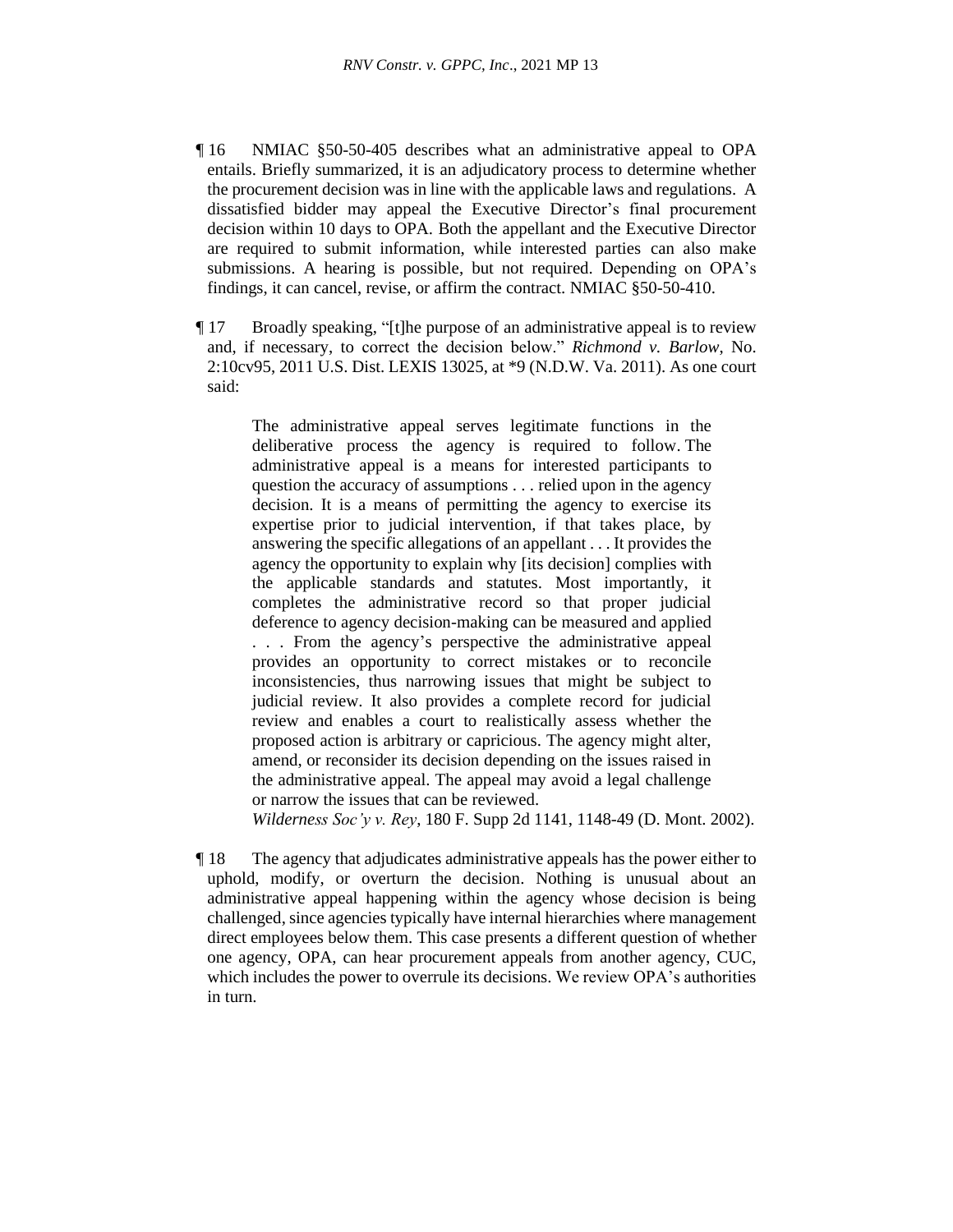¶ 16 NMIAC §50-50-405 describes what an administrative appeal to OPA entails. Briefly summarized, it is an adjudicatory process to determine whether the procurement decision was in line with the applicable laws and regulations. A dissatisfied bidder may appeal the Executive Director's final procurement decision within 10 days to OPA. Both the appellant and the Executive Director are required to submit information, while interested parties can also make submissions. A hearing is possible, but not required. Depending on OPA's findings, it can cancel, revise, or affirm the contract. NMIAC §50-50-410.

¶ 17 Broadly speaking, "[t]he purpose of an administrative appeal is to review and, if necessary, to correct the decision below." *Richmond v. Barlow*, No. 2:10cv95, 2011 U.S. Dist. LEXIS 13025, at *9 (N.D.W. Va. 2011). As one court said:

> The administrative appeal serves legitimate functions in the deliberative process the agency is required to follow. The administrative appeal is a means for interested participants to question the accuracy of assumptions . . . relied upon in the agency decision. It is a means of permitting the agency to exercise its expertise prior to judicial intervention, if that takes place, by answering the specific allegations of an appellant . . . It provides the agency the opportunity to explain why [its decision] complies with the applicable standards and statutes. Most importantly, it completes the administrative record so that proper judicial deference to agency decision-making can be measured and applied . . . From the agency's perspective the administrative appeal provides an opportunity to correct mistakes or to reconcile inconsistencies, thus narrowing issues that might be subject to judicial review. It also provides a complete record for judicial review and enables a court to realistically assess whether the proposed action is arbitrary or capricious. The agency might alter, amend, or reconsider its decision depending on the issues raised in the administrative appeal. The appeal may avoid a legal challenge or narrow the issues that can be reviewed.
>
> *Wilderness Soc'y v. Rey*, 180 F. Supp 2d 1141, 1148-49 (D. Mont. 2002).

¶ 18 The agency that adjudicates administrative appeals has the power either to uphold, modify, or overturn the decision. Nothing is unusual about an administrative appeal happening within the agency whose decision is being challenged, since agencies typically have internal hierarchies where management direct employees below them. This case presents a different question of whether one agency, OPA, can hear procurement appeals from another agency, CUC, which includes the power to overrule its decisions. We review OPA's authorities in turn.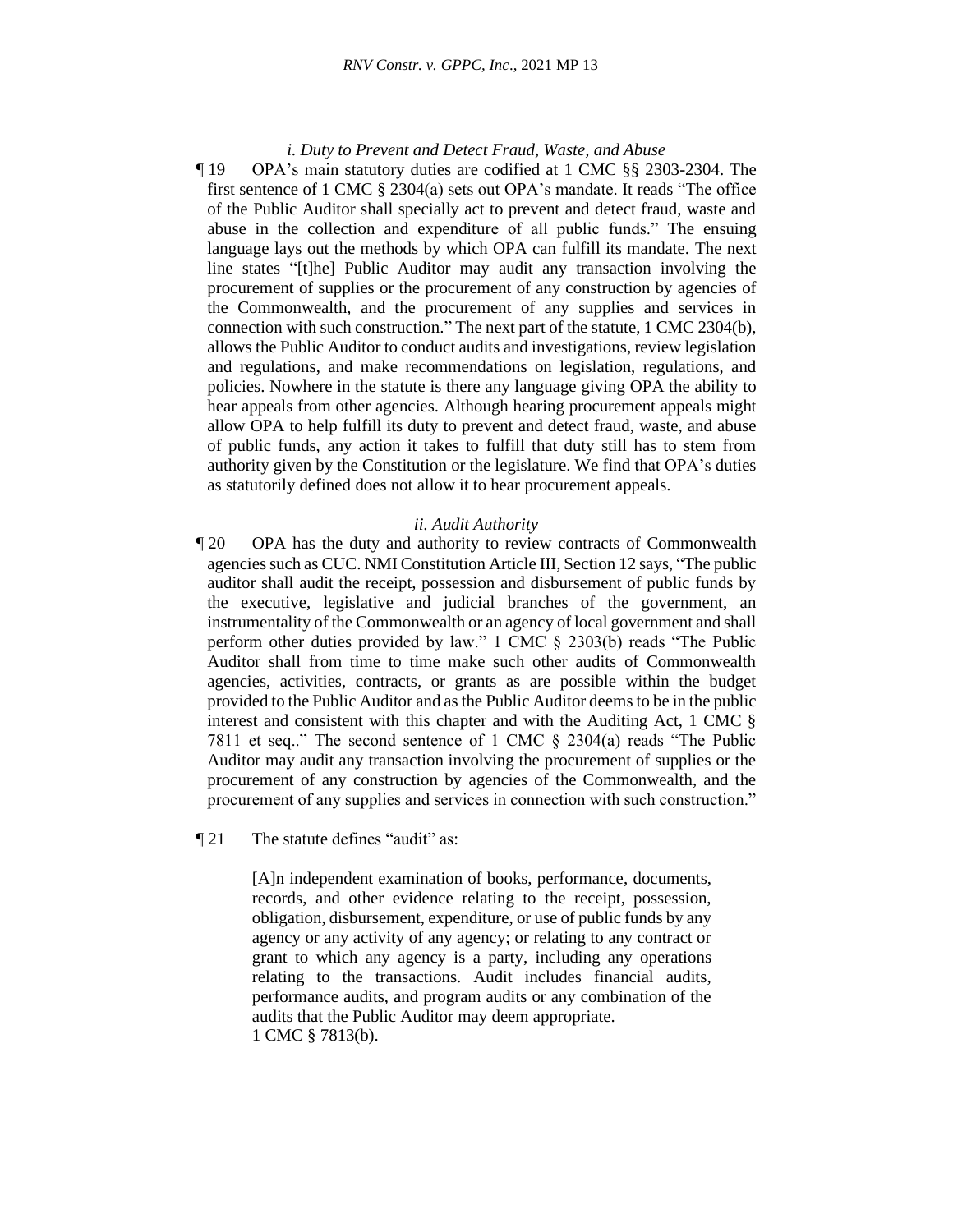*i. Duty to Prevent and Detect Fraud, Waste, and Abuse*

¶ 19 OPA's main statutory duties are codified at 1 CMC §§ 2303-2304. The first sentence of 1 CMC § 2304(a) sets out OPA's mandate. It reads "The office of the Public Auditor shall specially act to prevent and detect fraud, waste and abuse in the collection and expenditure of all public funds." The ensuing language lays out the methods by which OPA can fulfill its mandate. The next line states "[t]he] Public Auditor may audit any transaction involving the procurement of supplies or the procurement of any construction by agencies of the Commonwealth, and the procurement of any supplies and services in connection with such construction." The next part of the statute, 1 CMC 2304(b), allows the Public Auditor to conduct audits and investigations, review legislation and regulations, and make recommendations on legislation, regulations, and policies. Nowhere in the statute is there any language giving OPA the ability to hear appeals from other agencies. Although hearing procurement appeals might allow OPA to help fulfill its duty to prevent and detect fraud, waste, and abuse of public funds, any action it takes to fulfill that duty still has to stem from authority given by the Constitution or the legislature. We find that OPA's duties as statutorily defined does not allow it to hear procurement appeals.

*ii. Audit Authority*

¶ 20 OPA has the duty and authority to review contracts of Commonwealth agencies such as CUC. NMI Constitution Article III, Section 12 says, "The public auditor shall audit the receipt, possession and disbursement of public funds by the executive, legislative and judicial branches of the government, an instrumentality of the Commonwealth or an agency of local government and shall perform other duties provided by law." 1 CMC § 2303(b) reads "The Public Auditor shall from time to time make such other audits of Commonwealth agencies, activities, contracts, or grants as are possible within the budget provided to the Public Auditor and as the Public Auditor deems to be in the public interest and consistent with this chapter and with the Auditing Act, 1 CMC § 7811 et seq.." The second sentence of 1 CMC § 2304(a) reads "The Public Auditor may audit any transaction involving the procurement of supplies or the procurement of any construction by agencies of the Commonwealth, and the procurement of any supplies and services in connection with such construction."

¶ 21 The statute defines "audit" as:

> [A]n independent examination of books, performance, documents, records, and other evidence relating to the receipt, possession, obligation, disbursement, expenditure, or use of public funds by any agency or any activity of any agency; or relating to any contract or grant to which any agency is a party, including any operations relating to the transactions. Audit includes financial audits, performance audits, and program audits or any combination of the audits that the Public Auditor may deem appropriate.
> 1 CMC § 7813(b).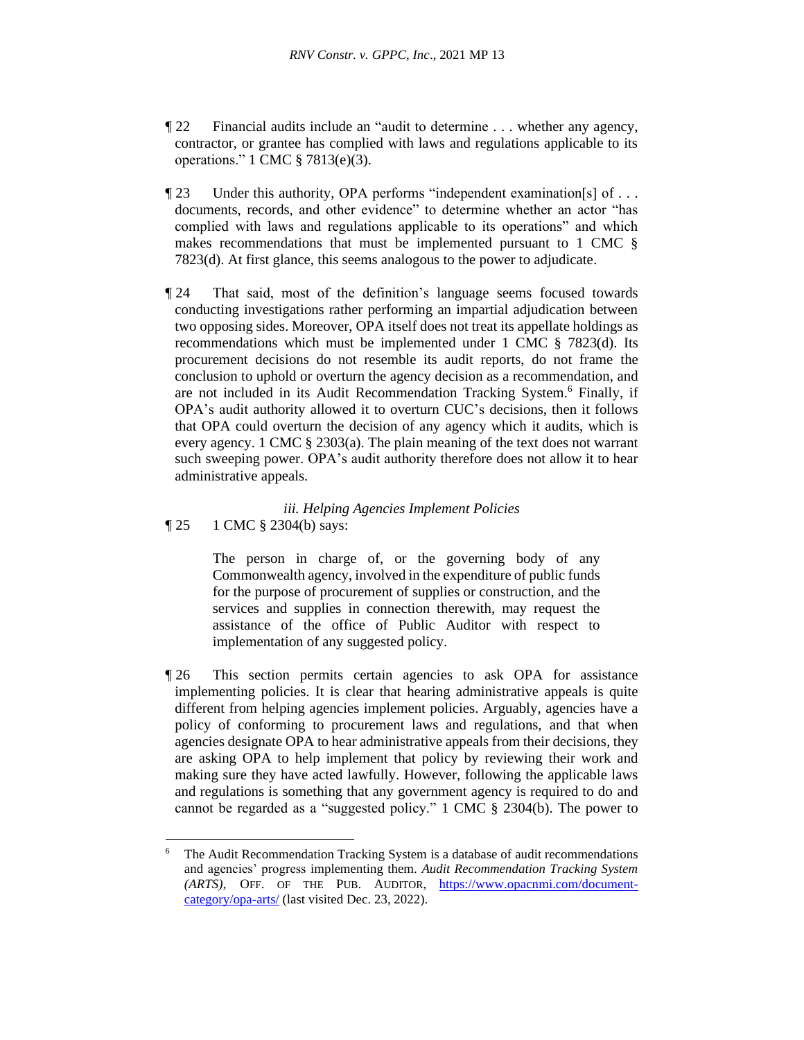¶ 22 Financial audits include an "audit to determine . . . whether any agency, contractor, or grantee has complied with laws and regulations applicable to its operations." 1 CMC § 7813(e)(3).

¶ 23 Under this authority, OPA performs "independent examination[s] of . . . documents, records, and other evidence" to determine whether an actor "has complied with laws and regulations applicable to its operations" and which makes recommendations that must be implemented pursuant to 1 CMC § 7823(d). At first glance, this seems analogous to the power to adjudicate.

¶ 24 That said, most of the definition's language seems focused towards conducting investigations rather performing an impartial adjudication between two opposing sides. Moreover, OPA itself does not treat its appellate holdings as recommendations which must be implemented under 1 CMC § 7823(d). Its procurement decisions do not resemble its audit reports, do not frame the conclusion to uphold or overturn the agency decision as a recommendation, and are not included in its Audit Recommendation Tracking System.[6] Finally, if OPA's audit authority allowed it to overturn CUC's decisions, then it follows that OPA could overturn the decision of any agency which it audits, which is every agency. 1 CMC § 2303(a). The plain meaning of the text does not warrant such sweeping power. OPA's audit authority therefore does not allow it to hear administrative appeals.

*iii. Helping Agencies Implement Policies*

¶ 25 1 CMC § 2304(b) says:

> The person in charge of, or the governing body of any Commonwealth agency, involved in the expenditure of public funds for the purpose of procurement of supplies or construction, and the services and supplies in connection therewith, may request the assistance of the office of Public Auditor with respect to implementation of any suggested policy.

¶ 26 This section permits certain agencies to ask OPA for assistance implementing policies. It is clear that hearing administrative appeals is quite different from helping agencies implement policies. Arguably, agencies have a policy of conforming to procurement laws and regulations, and that when agencies designate OPA to hear administrative appeals from their decisions, they are asking OPA to help implement that policy by reviewing their work and making sure they have acted lawfully. However, following the applicable laws and regulations is something that any government agency is required to do and cannot be regarded as a "suggested policy." 1 CMC § 2304(b). The power to

---

[6] The Audit Recommendation Tracking System is a database of audit recommendations and agencies' progress implementing them. *Audit Recommendation Tracking System (ARTS)*, OFF. OF THE PUB. AUDITOR, https://www.opacnmi.com/document-category/opa-arts/ (last visited Dec. 23, 2022).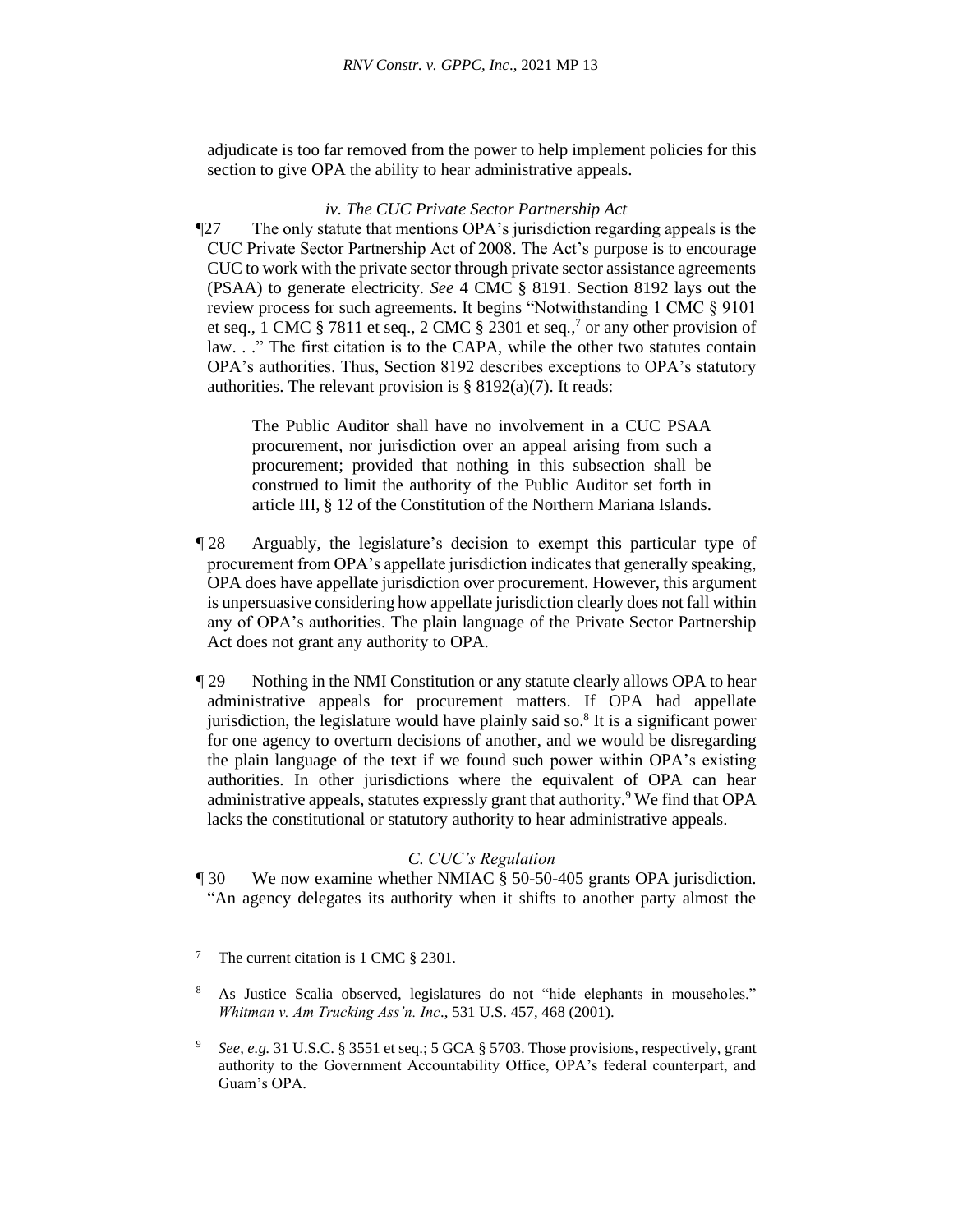adjudicate is too far removed from the power to help implement policies for this section to give OPA the ability to hear administrative appeals.

*iv. The CUC Private Sector Partnership Act*

¶27 The only statute that mentions OPA's jurisdiction regarding appeals is the CUC Private Sector Partnership Act of 2008. The Act's purpose is to encourage CUC to work with the private sector through private sector assistance agreements (PSAA) to generate electricity. *See* 4 CMC § 8191. Section 8192 lays out the review process for such agreements. It begins "Notwithstanding 1 CMC § 9101 et seq., 1 CMC § 7811 et seq., 2 CMC § 2301 et seq.,[7] or any other provision of law. . ." The first citation is to the CAPA, while the other two statutes contain OPA's authorities. Thus, Section 8192 describes exceptions to OPA's statutory authorities. The relevant provision is § 8192(a)(7). It reads:

> The Public Auditor shall have no involvement in a CUC PSAA procurement, nor jurisdiction over an appeal arising from such a procurement; provided that nothing in this subsection shall be construed to limit the authority of the Public Auditor set forth in article III, § 12 of the Constitution of the Northern Mariana Islands.

¶ 28 Arguably, the legislature's decision to exempt this particular type of procurement from OPA's appellate jurisdiction indicates that generally speaking, OPA does have appellate jurisdiction over procurement. However, this argument is unpersuasive considering how appellate jurisdiction clearly does not fall within any of OPA's authorities. The plain language of the Private Sector Partnership Act does not grant any authority to OPA.

¶ 29 Nothing in the NMI Constitution or any statute clearly allows OPA to hear administrative appeals for procurement matters. If OPA had appellate jurisdiction, the legislature would have plainly said so.[8] It is a significant power for one agency to overturn decisions of another, and we would be disregarding the plain language of the text if we found such power within OPA's existing authorities. In other jurisdictions where the equivalent of OPA can hear administrative appeals, statutes expressly grant that authority.[9] We find that OPA lacks the constitutional or statutory authority to hear administrative appeals.

*C. CUC's Regulation*

¶ 30 We now examine whether NMIAC § 50-50-405 grants OPA jurisdiction. "An agency delegates its authority when it shifts to another party almost the

---

[7] The current citation is 1 CMC § 2301.

[8] As Justice Scalia observed, legislatures do not "hide elephants in mouseholes." *Whitman v. Am Trucking Ass'n. Inc*., 531 U.S. 457, 468 (2001).

[9] *See, e.g.* 31 U.S.C. § 3551 et seq.; 5 GCA § 5703. Those provisions, respectively, grant authority to the Government Accountability Office, OPA's federal counterpart, and Guam's OPA.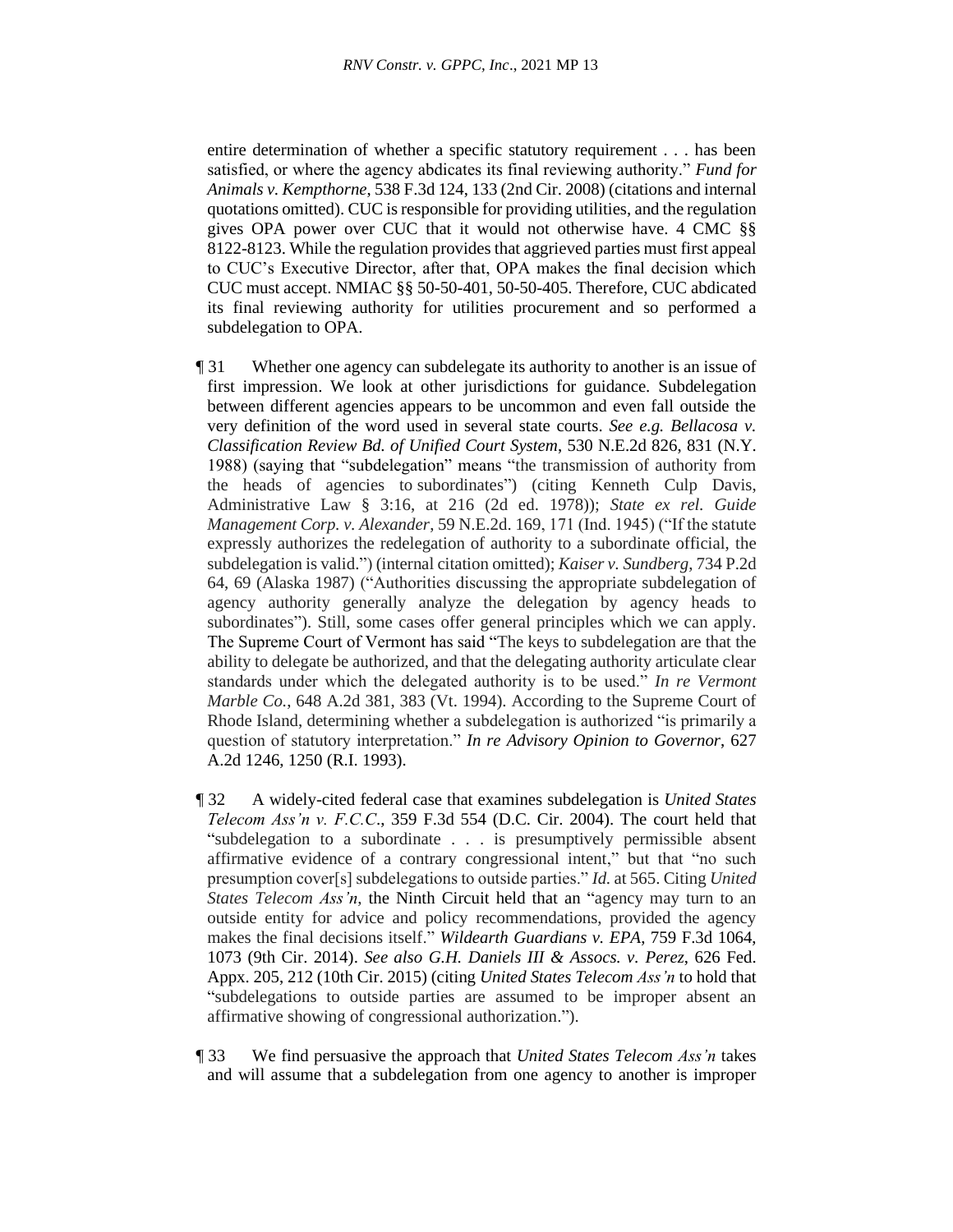entire determination of whether a specific statutory requirement . . . has been satisfied, or where the agency abdicates its final reviewing authority." *Fund for Animals v. Kempthorne*, 538 F.3d 124, 133 (2nd Cir. 2008) (citations and internal quotations omitted). CUC is responsible for providing utilities, and the regulation gives OPA power over CUC that it would not otherwise have. 4 CMC §§ 8122-8123. While the regulation provides that aggrieved parties must first appeal to CUC's Executive Director, after that, OPA makes the final decision which CUC must accept. NMIAC §§ 50-50-401, 50-50-405. Therefore, CUC abdicated its final reviewing authority for utilities procurement and so performed a subdelegation to OPA.

¶ 31 Whether one agency can subdelegate its authority to another is an issue of first impression. We look at other jurisdictions for guidance. Subdelegation between different agencies appears to be uncommon and even fall outside the very definition of the word used in several state courts. *See e.g. Bellacosa v. Classification Review Bd. of Unified Court System*, 530 N.E.2d 826, 831 (N.Y. 1988) (saying that "subdelegation" means "the transmission of authority from the heads of agencies to subordinates") (citing Kenneth Culp Davis, Administrative Law § 3:16, at 216 (2d ed. 1978)); *State ex rel. Guide Management Corp. v. Alexander*, 59 N.E.2d. 169, 171 (Ind. 1945) ("If the statute expressly authorizes the redelegation of authority to a subordinate official, the subdelegation is valid.") (internal citation omitted); *Kaiser v. Sundberg*, 734 P.2d 64, 69 (Alaska 1987) ("Authorities discussing the appropriate subdelegation of agency authority generally analyze the delegation by agency heads to subordinates"). Still, some cases offer general principles which we can apply. The Supreme Court of Vermont has said "The keys to subdelegation are that the ability to delegate be authorized, and that the delegating authority articulate clear standards under which the delegated authority is to be used." *In re Vermont Marble Co.*, 648 A.2d 381, 383 (Vt. 1994). According to the Supreme Court of Rhode Island, determining whether a subdelegation is authorized "is primarily a question of statutory interpretation." *In re Advisory Opinion to Governor*, 627 A.2d 1246, 1250 (R.I. 1993).

¶ 32 A widely-cited federal case that examines subdelegation is *United States Telecom Ass'n v. F.C.C.*, 359 F.3d 554 (D.C. Cir. 2004). The court held that "subdelegation to a subordinate . . . is presumptively permissible absent affirmative evidence of a contrary congressional intent," but that "no such presumption cover[s] subdelegations to outside parties." *Id.* at 565. Citing *United States Telecom Ass'n*, the Ninth Circuit held that an "agency may turn to an outside entity for advice and policy recommendations, provided the agency makes the final decisions itself." *Wildearth Guardians v. EPA*, 759 F.3d 1064, 1073 (9th Cir. 2014). *See also G.H. Daniels III & Assocs. v. Perez*, 626 Fed. Appx. 205, 212 (10th Cir. 2015) (citing *United States Telecom Ass'n* to hold that "subdelegations to outside parties are assumed to be improper absent an affirmative showing of congressional authorization.").

¶ 33 We find persuasive the approach that *United States Telecom Ass'n* takes and will assume that a subdelegation from one agency to another is improper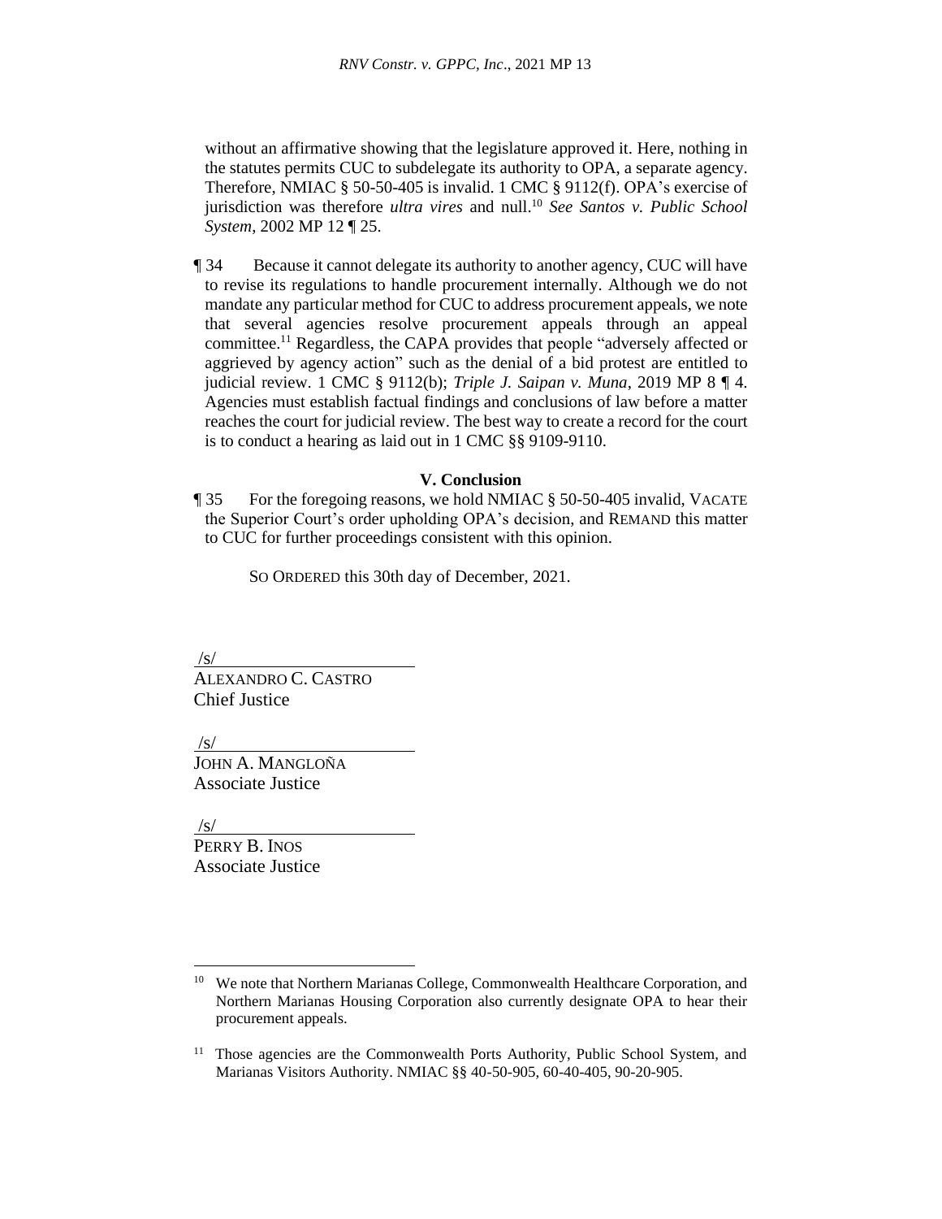without an affirmative showing that the legislature approved it. Here, nothing in the statutes permits CUC to subdelegate its authority to OPA, a separate agency. Therefore, NMIAC § 50-50-405 is invalid. 1 CMC § 9112(f). OPA's exercise of jurisdiction was therefore *ultra vires* and null.[10] *See Santos v. Public School System*, 2002 MP 12 ¶ 25.

¶ 34 Because it cannot delegate its authority to another agency, CUC will have to revise its regulations to handle procurement internally. Although we do not mandate any particular method for CUC to address procurement appeals, we note that several agencies resolve procurement appeals through an appeal committee.[11] Regardless, the CAPA provides that people "adversely affected or aggrieved by agency action" such as the denial of a bid protest are entitled to judicial review. 1 CMC § 9112(b); *Triple J. Saipan v. Muna*, 2019 MP 8 ¶ 4. Agencies must establish factual findings and conclusions of law before a matter reaches the court for judicial review. The best way to create a record for the court is to conduct a hearing as laid out in 1 CMC §§ 9109-9110.

## V. Conclusion

¶ 35 For the foregoing reasons, we hold NMIAC § 50-50-405 invalid, VACATE the Superior Court's order upholding OPA's decision, and REMAND this matter to CUC for further proceedings consistent with this opinion.

SO ORDERED this 30th day of December, 2021.

/s/
ALEXANDRO C. CASTRO
Chief Justice

/s/
JOHN A. MANGLOÑA
Associate Justice

/s/
PERRY B. INOS
Associate Justice

---

[10] We note that Northern Marianas College, Commonwealth Healthcare Corporation, and Northern Marianas Housing Corporation also currently designate OPA to hear their procurement appeals.

[11] Those agencies are the Commonwealth Ports Authority, Public School System, and Marianas Visitors Authority. NMIAC §§ 40-50-905, 60-40-405, 90-20-905.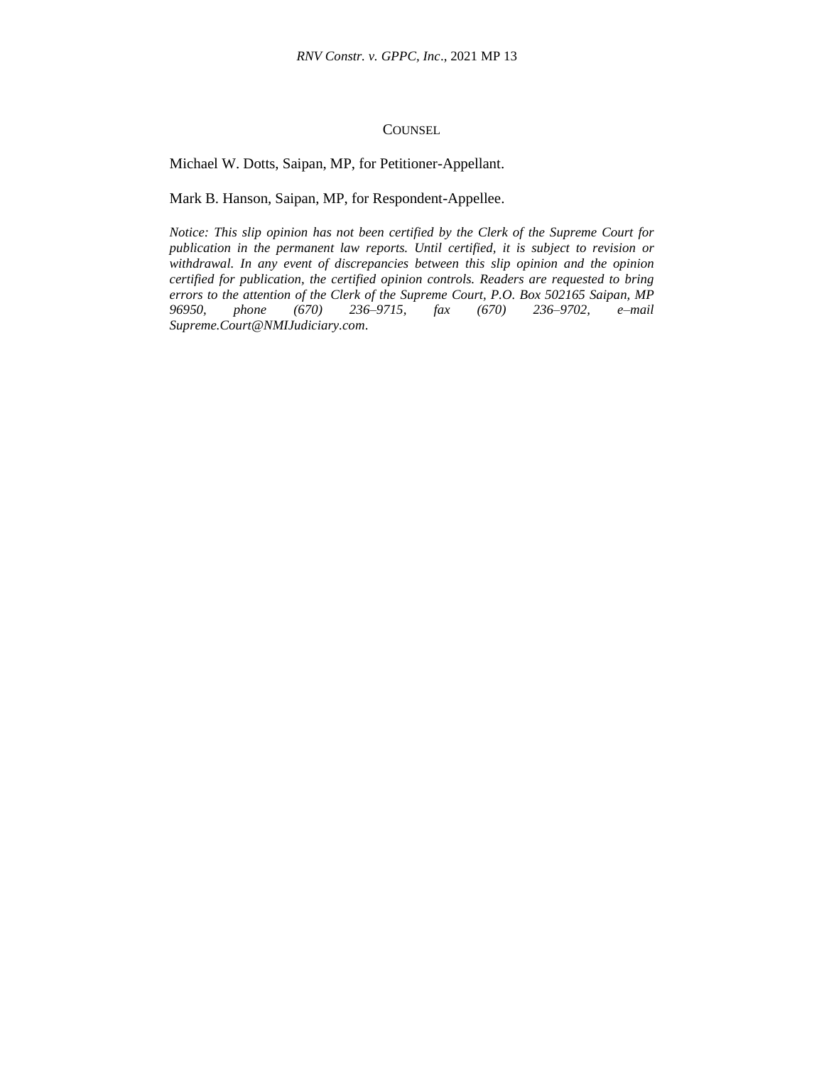COUNSEL

Michael W. Dotts, Saipan, MP, for Petitioner-Appellant.

Mark B. Hanson, Saipan, MP, for Respondent-Appellee.

*Notice: This slip opinion has not been certified by the Clerk of the Supreme Court for publication in the permanent law reports. Until certified, it is subject to revision or withdrawal. In any event of discrepancies between this slip opinion and the opinion certified for publication, the certified opinion controls. Readers are requested to bring errors to the attention of the Clerk of the Supreme Court, P.O. Box 502165 Saipan, MP 96950, phone (670) 236–9715, fax (670) 236–9702, e–mail Supreme.Court@NMIJudiciary.com.*